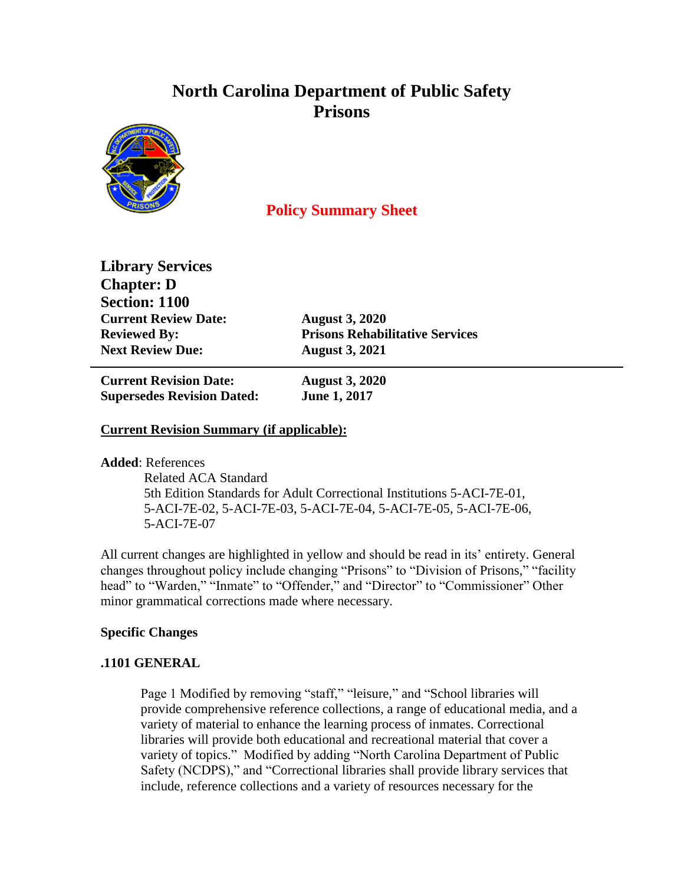# North Carolina Department of Public Safety
# Prisons

## Policy Summary Sheet

**Library Services**
**Chapter: D**
**Section: 1100**

| | |
|---|---|
| **Current Review Date:** | **August 3, 2020** |
| **Reviewed By:** | **Prisons Rehabilitative Services** |
| **Next Review Due:** | **August 3, 2021** |

---

| | |
|---|---|
| **Current Revision Date:** | **August 3, 2020** |
| **Supersedes Revision Dated:** | **June 1, 2017** |

**Current Revision Summary (if applicable):**

**Added**: References
Related ACA Standard
5th Edition Standards for Adult Correctional Institutions 5-ACI-7E-01, 5-ACI-7E-02, 5-ACI-7E-03, 5-ACI-7E-04, 5-ACI-7E-05, 5-ACI-7E-06, 5-ACI-7E-07

All current changes are highlighted in yellow and should be read in its' entirety. General changes throughout policy include changing "Prisons" to "Division of Prisons," "facility head" to "Warden," "Inmate" to "Offender," and "Director" to "Commissioner" Other minor grammatical corrections made where necessary.

**Specific Changes**

**.1101 GENERAL**

Page 1 Modified by removing "staff," "leisure," and "School libraries will provide comprehensive reference collections, a range of educational media, and a variety of material to enhance the learning process of inmates. Correctional libraries will provide both educational and recreational material that cover a variety of topics." Modified by adding "North Carolina Department of Public Safety (NCDPS)," and "Correctional libraries shall provide library services that include, reference collections and a variety of resources necessary for the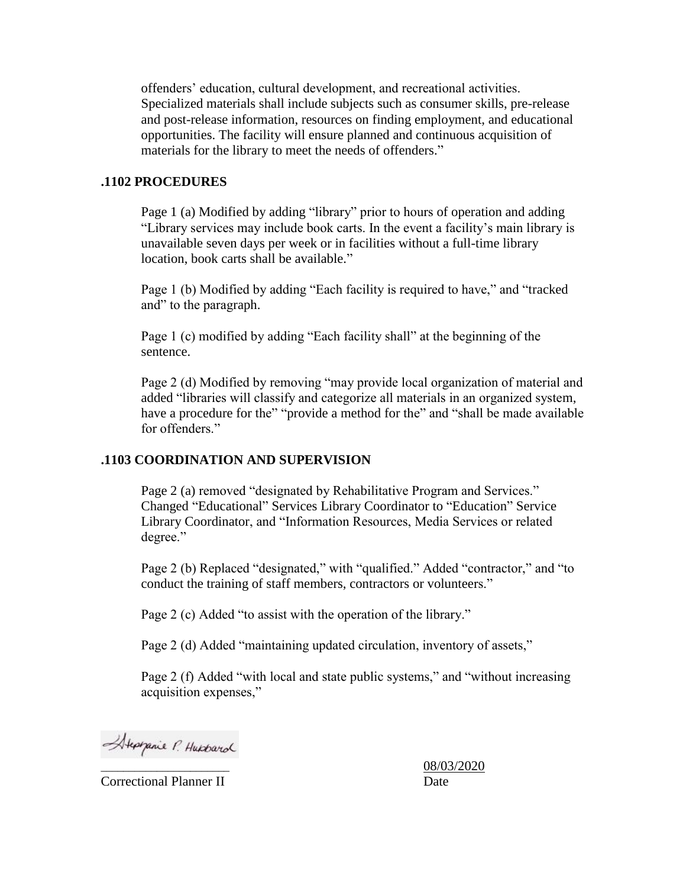offenders' education, cultural development, and recreational activities. Specialized materials shall include subjects such as consumer skills, pre-release and post-release information, resources on finding employment, and educational opportunities. The facility will ensure planned and continuous acquisition of materials for the library to meet the needs of offenders."

### .1102 PROCEDURES

Page 1 (a) Modified by adding "library" prior to hours of operation and adding "Library services may include book carts. In the event a facility's main library is unavailable seven days per week or in facilities without a full-time library location, book carts shall be available."

Page 1 (b) Modified by adding "Each facility is required to have," and "tracked and" to the paragraph.

Page 1 (c) modified by adding "Each facility shall" at the beginning of the sentence.

Page 2 (d) Modified by removing "may provide local organization of material and added "libraries will classify and categorize all materials in an organized system, have a procedure for the" "provide a method for the" and "shall be made available for offenders."

### .1103 COORDINATION AND SUPERVISION

Page 2 (a) removed "designated by Rehabilitative Program and Services." Changed "Educational" Services Library Coordinator to "Education" Service Library Coordinator, and "Information Resources, Media Services or related degree."

Page 2 (b) Replaced "designated," with "qualified." Added "contractor," and "to conduct the training of staff members, contractors or volunteers."

Page 2 (c) Added "to assist with the operation of the library."

Page 2 (d) Added "maintaining updated circulation, inventory of assets,"

Page 2 (f) Added "with local and state public systems," and "without increasing acquisition expenses,"

Stephanie P. Hubbard

\_\_\_\_\_\_\_\_\_\_\_\_\_\_\_\_\_\_\_\_ 08/03/2020

Correctional Planner II Date